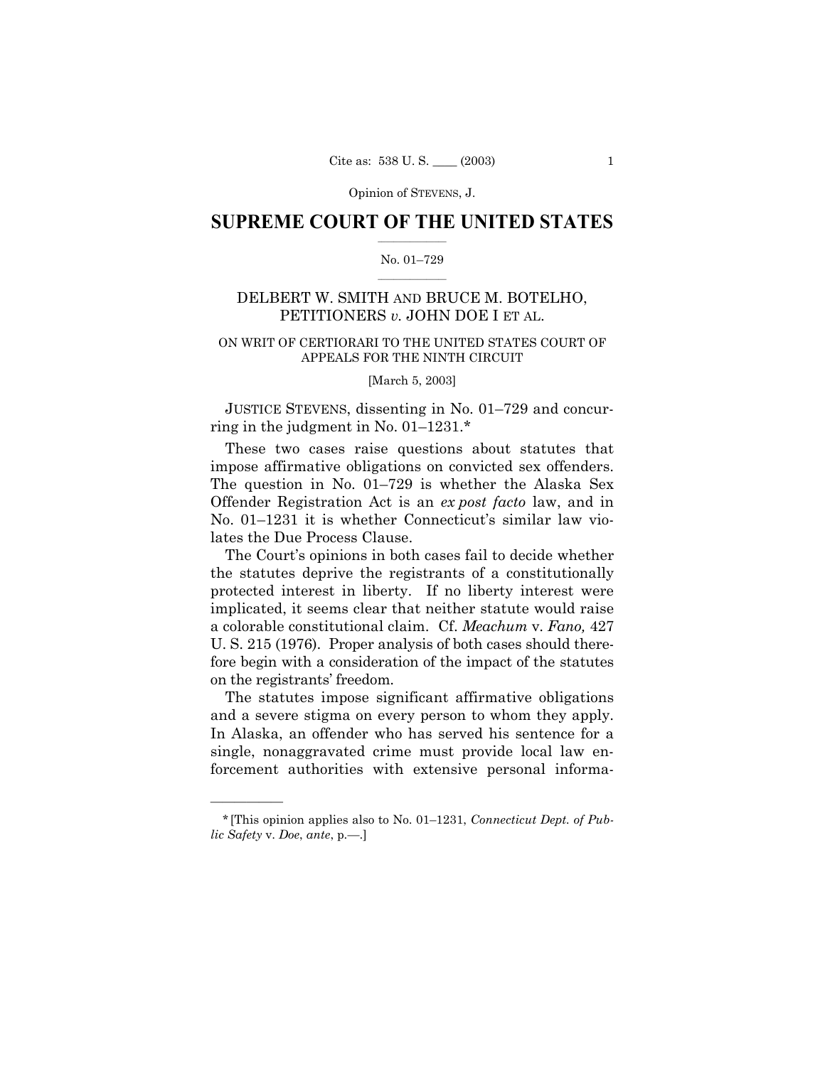# SUPREME COURT OF THE UNITED STATES

No. 01–729

DELBERT W. SMITH AND BRUCE M. BOTELHO, PETITIONERS *v.* JOHN DOE I ET AL.

ON WRIT OF CERTIORARI TO THE UNITED STATES COURT OF APPEALS FOR THE NINTH CIRCUIT

[March 5, 2003]

JUSTICE STEVENS, dissenting in No. 01–729 and concurring in the judgment in No. 01–1231.*

These two cases raise questions about statutes that impose affirmative obligations on convicted sex offenders. The question in No. 01–729 is whether the Alaska Sex Offender Registration Act is an *ex post facto* law, and in No. 01–1231 it is whether Connecticut's similar law violates the Due Process Clause.

The Court's opinions in both cases fail to decide whether the statutes deprive the registrants of a constitutionally protected interest in liberty. If no liberty interest were implicated, it seems clear that neither statute would raise a colorable constitutional claim. Cf. *Meachum* v. *Fano,* 427 U. S. 215 (1976). Proper analysis of both cases should therefore begin with a consideration of the impact of the statutes on the registrants' freedom.

The statutes impose significant affirmative obligations and a severe stigma on every person to whom they apply. In Alaska, an offender who has served his sentence for a single, nonaggravated crime must provide local law enforcement authorities with extensive personal informa-

---

*[This opinion applies also to No. 01–1231, *Connecticut Dept. of Public Safety* v. *Doe*, *ante*, p.—.]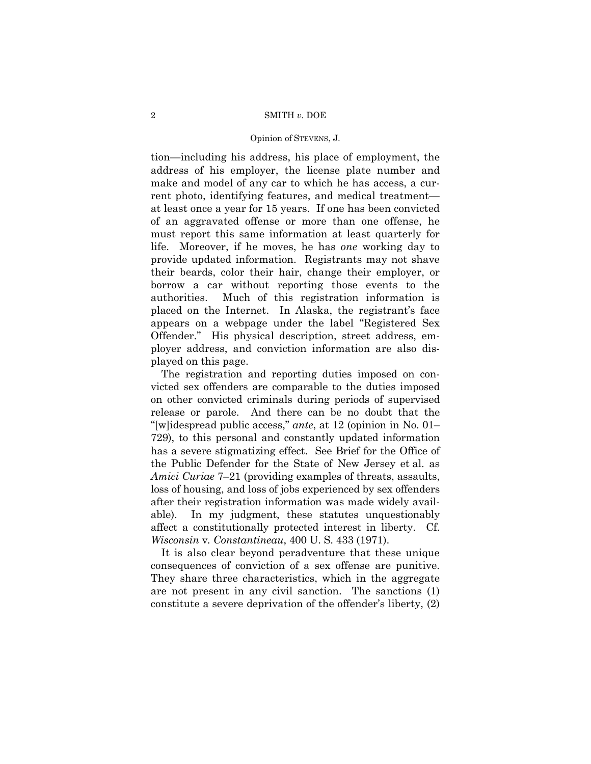tion—including his address, his place of employment, the address of his employer, the license plate number and make and model of any car to which he has access, a current photo, identifying features, and medical treatment—at least once a year for 15 years. If one has been convicted of an aggravated offense or more than one offense, he must report this same information at least quarterly for life. Moreover, if he moves, he has *one* working day to provide updated information. Registrants may not shave their beards, color their hair, change their employer, or borrow a car without reporting those events to the authorities. Much of this registration information is placed on the Internet. In Alaska, the registrant's face appears on a webpage under the label "Registered Sex Offender." His physical description, street address, employer address, and conviction information are also displayed on this page.

The registration and reporting duties imposed on convicted sex offenders are comparable to the duties imposed on other convicted criminals during periods of supervised release or parole. And there can be no doubt that the "[w]idespread public access," *ante*, at 12 (opinion in No. 01–729), to this personal and constantly updated information has a severe stigmatizing effect. See Brief for the Office of the Public Defender for the State of New Jersey et al. as *Amici Curiae* 7–21 (providing examples of threats, assaults, loss of housing, and loss of jobs experienced by sex offenders after their registration information was made widely available). In my judgment, these statutes unquestionably affect a constitutionally protected interest in liberty. Cf. *Wisconsin* v. *Constantineau*, 400 U. S. 433 (1971).

It is also clear beyond peradventure that these unique consequences of conviction of a sex offense are punitive. They share three characteristics, which in the aggregate are not present in any civil sanction. The sanctions (1) constitute a severe deprivation of the offender's liberty, (2)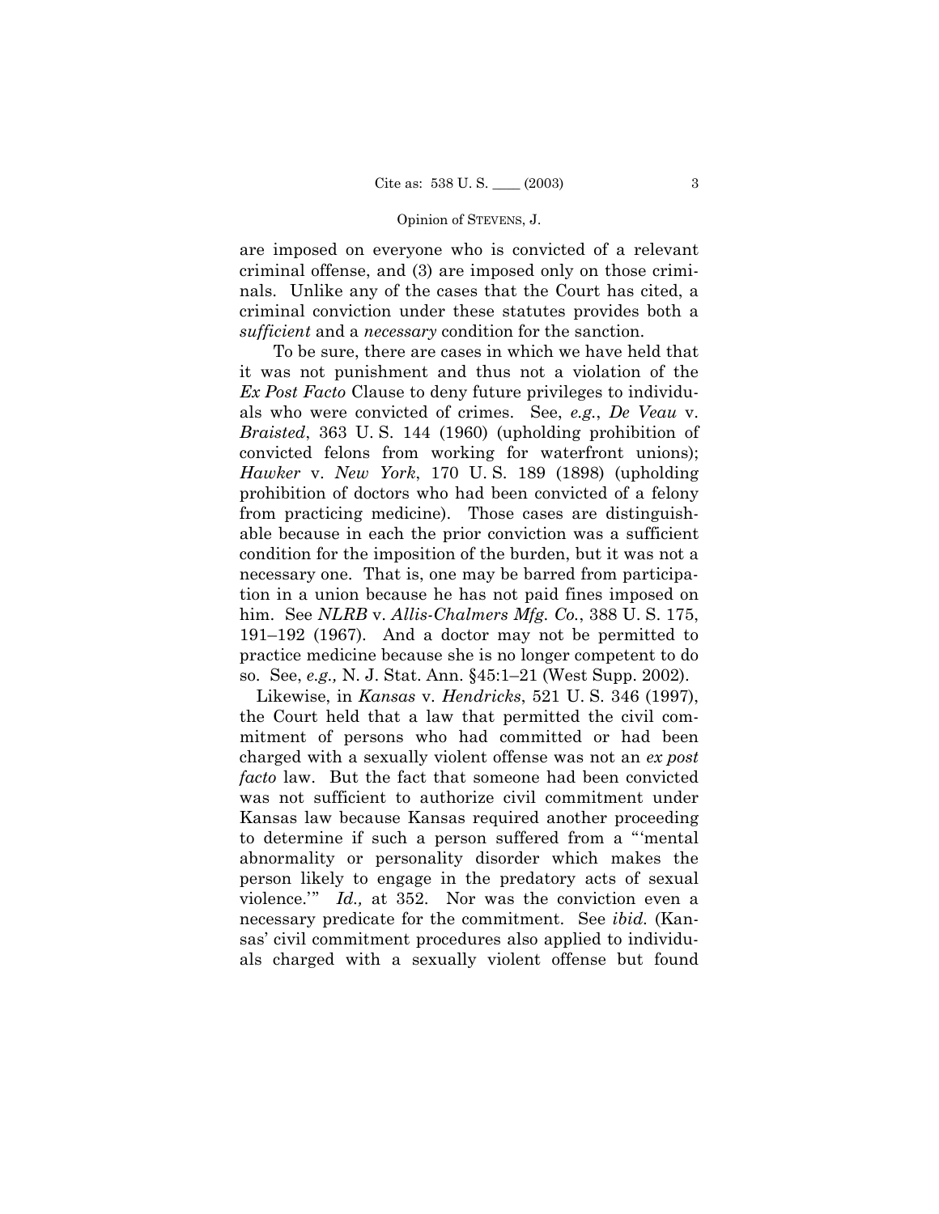are imposed on everyone who is convicted of a relevant criminal offense, and (3) are imposed only on those criminals. Unlike any of the cases that the Court has cited, a criminal conviction under these statutes provides both a *sufficient* and a *necessary* condition for the sanction.

To be sure, there are cases in which we have held that it was not punishment and thus not a violation of the *Ex Post Facto* Clause to deny future privileges to individuals who were convicted of crimes. See, *e.g.*, *De Veau* v. *Braisted*, 363 U. S. 144 (1960) (upholding prohibition of convicted felons from working for waterfront unions); *Hawker* v. *New York*, 170 U. S. 189 (1898) (upholding prohibition of doctors who had been convicted of a felony from practicing medicine). Those cases are distinguishable because in each the prior conviction was a sufficient condition for the imposition of the burden, but it was not a necessary one. That is, one may be barred from participation in a union because he has not paid fines imposed on him. See *NLRB* v. *Allis-Chalmers Mfg. Co.*, 388 U. S. 175, 191–192 (1967). And a doctor may not be permitted to practice medicine because she is no longer competent to do so. See, *e.g.,* N. J. Stat. Ann. §45:1–21 (West Supp. 2002).

Likewise, in *Kansas* v. *Hendricks*, 521 U. S. 346 (1997), the Court held that a law that permitted the civil commitment of persons who had committed or had been charged with a sexually violent offense was not an *ex post facto* law. But the fact that someone had been convicted was not sufficient to authorize civil commitment under Kansas law because Kansas required another proceeding to determine if such a person suffered from a "'mental abnormality or personality disorder which makes the person likely to engage in the predatory acts of sexual violence.'" *Id.,* at 352. Nor was the conviction even a necessary predicate for the commitment. See *ibid.* (Kansas' civil commitment procedures also applied to individuals charged with a sexually violent offense but found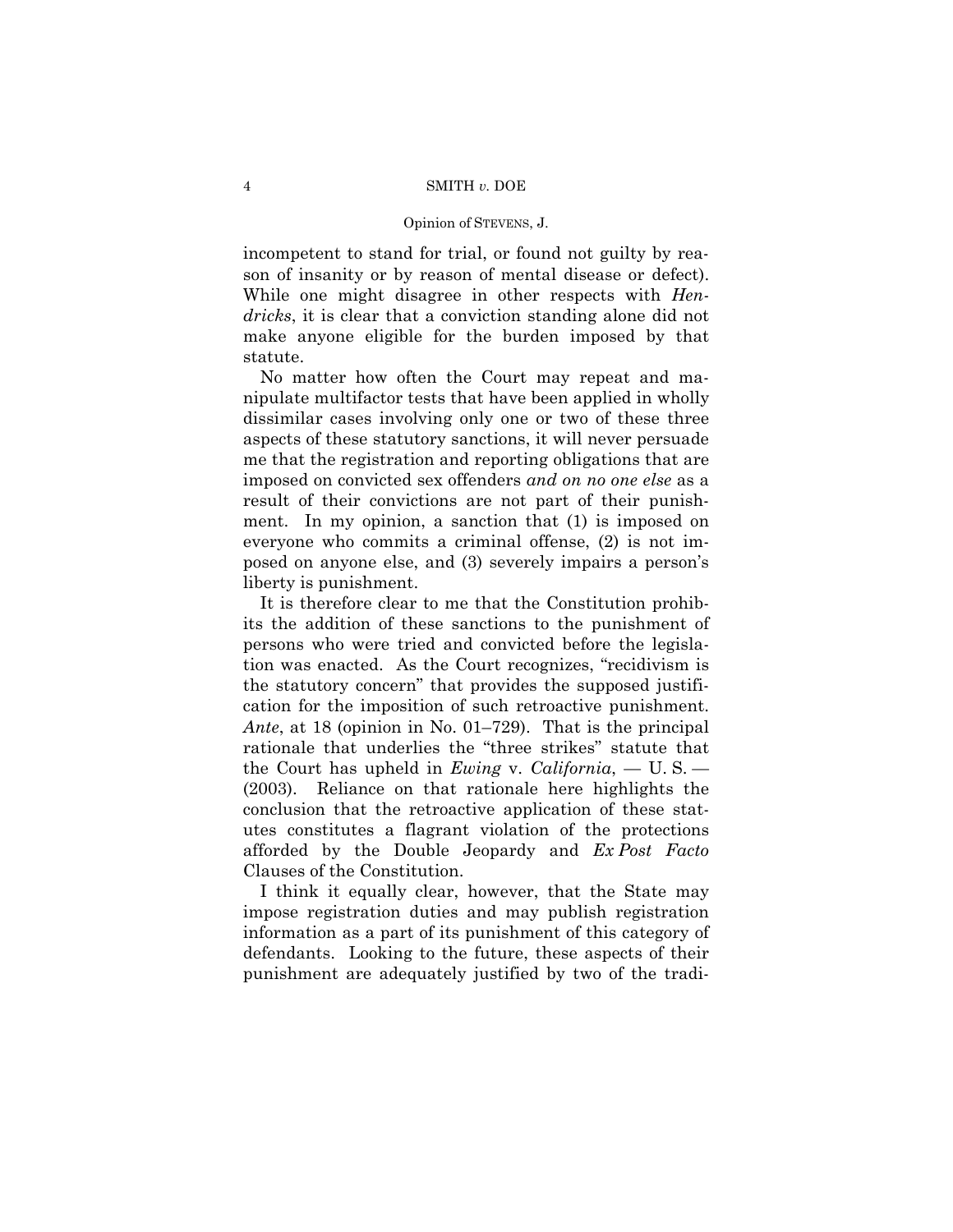incompetent to stand for trial, or found not guilty by reason of insanity or by reason of mental disease or defect). While one might disagree in other respects with *Hendricks*, it is clear that a conviction standing alone did not make anyone eligible for the burden imposed by that statute.

No matter how often the Court may repeat and manipulate multifactor tests that have been applied in wholly dissimilar cases involving only one or two of these three aspects of these statutory sanctions, it will never persuade me that the registration and reporting obligations that are imposed on convicted sex offenders *and on no one else* as a result of their convictions are not part of their punishment. In my opinion, a sanction that (1) is imposed on everyone who commits a criminal offense, (2) is not imposed on anyone else, and (3) severely impairs a person's liberty is punishment.

It is therefore clear to me that the Constitution prohibits the addition of these sanctions to the punishment of persons who were tried and convicted before the legislation was enacted. As the Court recognizes, "recidivism is the statutory concern" that provides the supposed justification for the imposition of such retroactive punishment. *Ante*, at 18 (opinion in No. 01–729). That is the principal rationale that underlies the "three strikes" statute that the Court has upheld in *Ewing* v. *California*, — U. S. — (2003). Reliance on that rationale here highlights the conclusion that the retroactive application of these statutes constitutes a flagrant violation of the protections afforded by the Double Jeopardy and *Ex Post Facto* Clauses of the Constitution.

I think it equally clear, however, that the State may impose registration duties and may publish registration information as a part of its punishment of this category of defendants. Looking to the future, these aspects of their punishment are adequately justified by two of the tradi-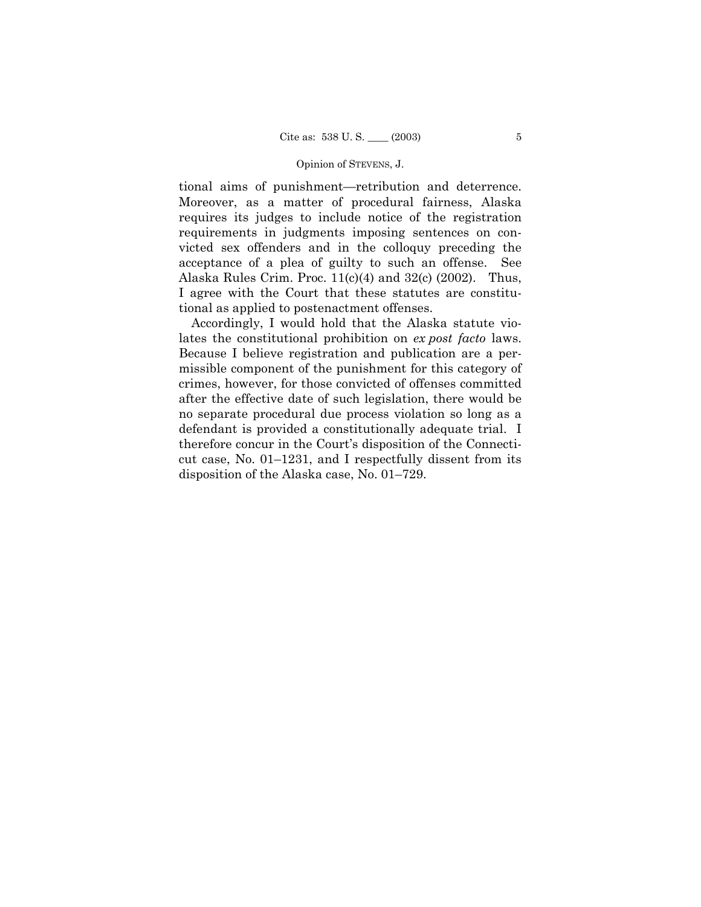tional aims of punishment—retribution and deterrence. Moreover, as a matter of procedural fairness, Alaska requires its judges to include notice of the registration requirements in judgments imposing sentences on convicted sex offenders and in the colloquy preceding the acceptance of a plea of guilty to such an offense. See Alaska Rules Crim. Proc. 11(c)(4) and 32(c) (2002). Thus, I agree with the Court that these statutes are constitutional as applied to postenactment offenses.

Accordingly, I would hold that the Alaska statute violates the constitutional prohibition on *ex post facto* laws. Because I believe registration and publication are a permissible component of the punishment for this category of crimes, however, for those convicted of offenses committed after the effective date of such legislation, there would be no separate procedural due process violation so long as a defendant is provided a constitutionally adequate trial. I therefore concur in the Court's disposition of the Connecticut case, No. 01–1231, and I respectfully dissent from its disposition of the Alaska case, No. 01–729.